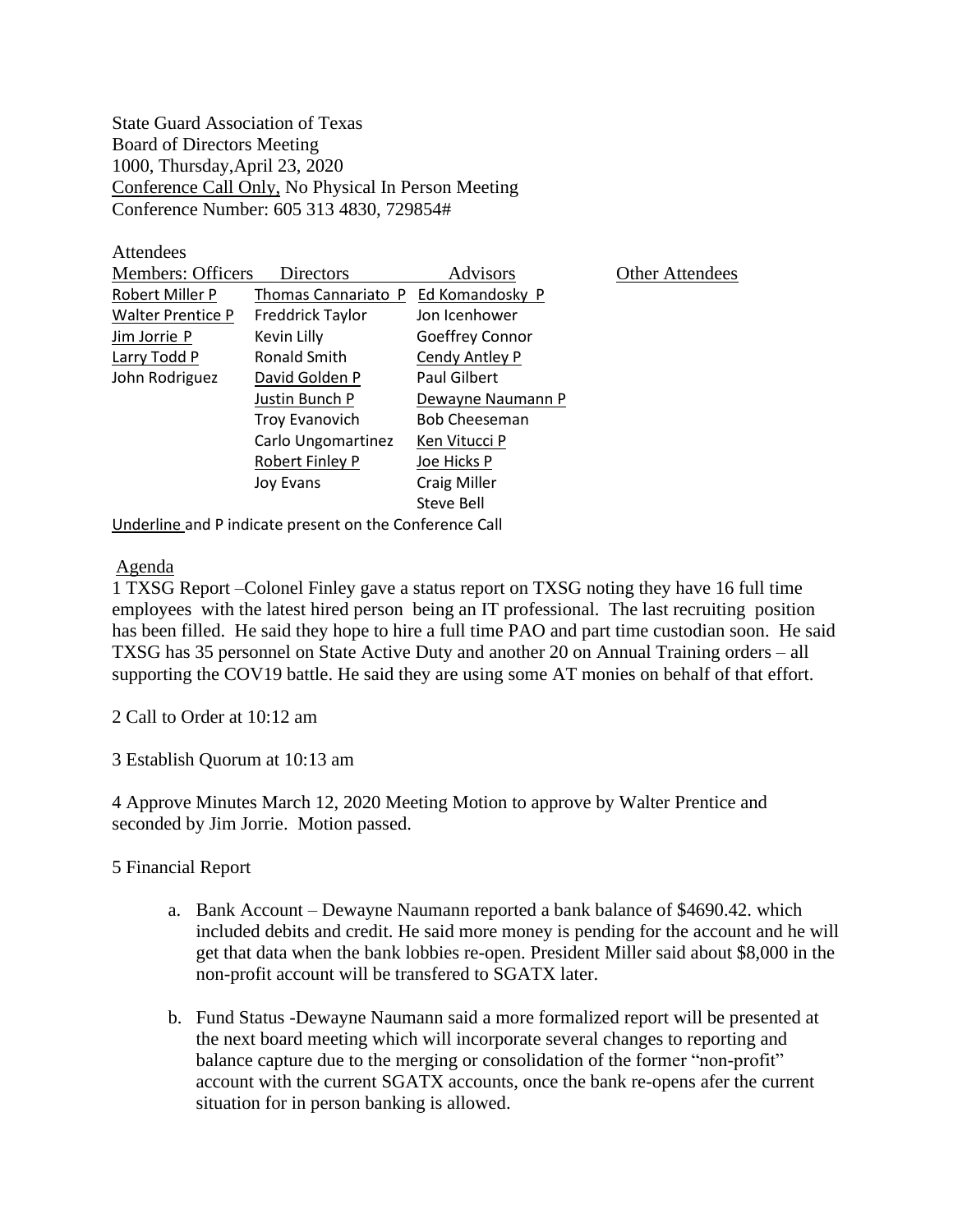State Guard Association of Texas
Board of Directors Meeting
1000, Thursday,April 23, 2020
<u>Conference Call Only,</u> No Physical In Person Meeting
Conference Number: 605 313 4830, 729854#

Attendees

| Members: Officers | Directors | Advisors | Other Attendees |
|---|---|---|---|
| <u>Robert Miller P</u> | <u>Thomas Cannariato P</u> | <u>Ed Komandosky P</u> | |
| <u>Walter Prentice P</u> | Freddrick Taylor | Jon Icenhower | |
| <u>Jim Jorrie P</u> | Kevin Lilly | Goeffrey Connor | |
| <u>Larry Todd P</u> | Ronald Smith | <u>Cendy Antley P</u> | |
| John Rodriguez | <u>David Golden P</u> | Paul Gilbert | |
| | <u>Justin Bunch P</u> | <u>Dewayne Naumann P</u> | |
| | Troy Evanovich | Bob Cheeseman | |
| | Carlo Ungomartinez | <u>Ken Vitucci P</u> | |
| | <u>Robert Finley P</u> | <u>Joe Hicks P</u> | |
| | Joy Evans | Craig Miller | |
| | | Steve Bell | |

<u>Underline</u> and P indicate present on the Conference Call

<u>Agenda</u>

1 TXSG Report –Colonel Finley gave a status report on TXSG noting they have 16 full time employees with the latest hired person being an IT professional. The last recruiting position has been filled. He said they hope to hire a full time PAO and part time custodian soon. He said TXSG has 35 personnel on State Active Duty and another 20 on Annual Training orders – all supporting the COV19 battle. He said they are using some AT monies on behalf of that effort.

2 Call to Order at 10:12 am

3 Establish Quorum at 10:13 am

4 Approve Minutes March 12, 2020 Meeting Motion to approve by Walter Prentice and seconded by Jim Jorrie. Motion passed.

5 Financial Report

a. Bank Account – Dewayne Naumann reported a bank balance of $4690.42. which included debits and credit. He said more money is pending for the account and he will get that data when the bank lobbies re-open. President Miller said about $8,000 in the non-profit account will be transfered to SGATX later.

b. Fund Status -Dewayne Naumann said a more formalized report will be presented at the next board meeting which will incorporate several changes to reporting and balance capture due to the merging or consolidation of the former "non-profit" account with the current SGATX accounts, once the bank re-opens afer the current situation for in person banking is allowed.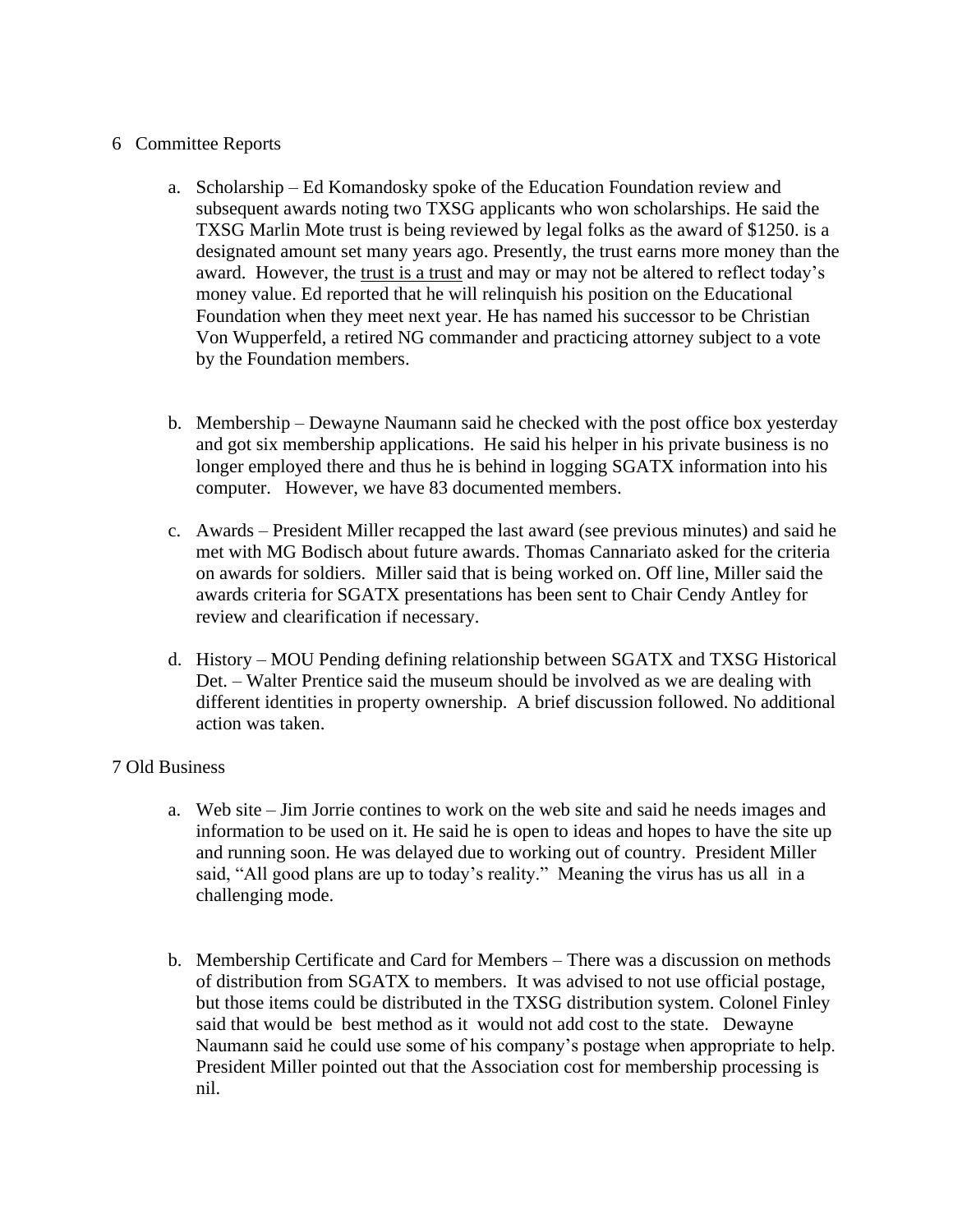6 Committee Reports

a. Scholarship – Ed Komandosky spoke of the Education Foundation review and subsequent awards noting two TXSG applicants who won scholarships. He said the TXSG Marlin Mote trust is being reviewed by legal folks as the award of $1250. is a designated amount set many years ago. Presently, the trust earns more money than the award. However, the <u>trust is a trust</u> and may or may not be altered to reflect today's money value. Ed reported that he will relinquish his position on the Educational Foundation when they meet next year. He has named his successor to be Christian Von Wupperfeld, a retired NG commander and practicing attorney subject to a vote by the Foundation members.

b. Membership – Dewayne Naumann said he checked with the post office box yesterday and got six membership applications. He said his helper in his private business is no longer employed there and thus he is behind in logging SGATX information into his computer. However, we have 83 documented members.

c. Awards – President Miller recapped the last award (see previous minutes) and said he met with MG Bodisch about future awards. Thomas Cannariato asked for the criteria on awards for soldiers. Miller said that is being worked on. Off line, Miller said the awards criteria for SGATX presentations has been sent to Chair Cendy Antley for review and clearification if necessary.

d. History – MOU Pending defining relationship between SGATX and TXSG Historical Det. – Walter Prentice said the museum should be involved as we are dealing with different identities in property ownership. A brief discussion followed. No additional action was taken.

7 Old Business

a. Web site – Jim Jorrie contines to work on the web site and said he needs images and information to be used on it. He said he is open to ideas and hopes to have the site up and running soon. He was delayed due to working out of country. President Miller said, "All good plans are up to today's reality." Meaning the virus has us all in a challenging mode.

b. Membership Certificate and Card for Members – There was a discussion on methods of distribution from SGATX to members. It was advised to not use official postage, but those items could be distributed in the TXSG distribution system. Colonel Finley said that would be best method as it would not add cost to the state. Dewayne Naumann said he could use some of his company's postage when appropriate to help. President Miller pointed out that the Association cost for membership processing is nil.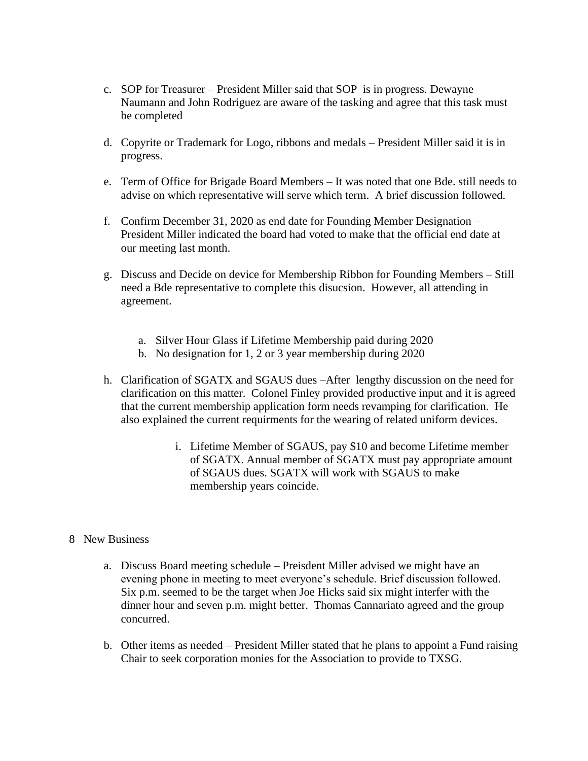c. SOP for Treasurer – President Miller said that SOP is in progress. Dewayne Naumann and John Rodriguez are aware of the tasking and agree that this task must be completed

d. Copyrite or Trademark for Logo, ribbons and medals – President Miller said it is in progress.

e. Term of Office for Brigade Board Members – It was noted that one Bde. still needs to advise on which representative will serve which term. A brief discussion followed.

f. Confirm December 31, 2020 as end date for Founding Member Designation – President Miller indicated the board had voted to make that the official end date at our meeting last month.

g. Discuss and Decide on device for Membership Ribbon for Founding Members – Still need a Bde representative to complete this disucsion. However, all attending in agreement.

   a. Silver Hour Glass if Lifetime Membership paid during 2020
   b. No designation for 1, 2 or 3 year membership during 2020

h. Clarification of SGATX and SGAUS dues –After lengthy discussion on the need for clarification on this matter. Colonel Finley provided productive input and it is agreed that the current membership application form needs revamping for clarification. He also explained the current requirments for the wearing of related uniform devices.

   i. Lifetime Member of SGAUS, pay $10 and become Lifetime member of SGATX. Annual member of SGATX must pay appropriate amount of SGAUS dues. SGATX will work with SGAUS to make membership years coincide.

8 New Business

a. Discuss Board meeting schedule – Preisdent Miller advised we might have an evening phone in meeting to meet everyone's schedule. Brief discussion followed. Six p.m. seemed to be the target when Joe Hicks said six might interfer with the dinner hour and seven p.m. might better. Thomas Cannariato agreed and the group concurred.

b. Other items as needed – President Miller stated that he plans to appoint a Fund raising Chair to seek corporation monies for the Association to provide to TXSG.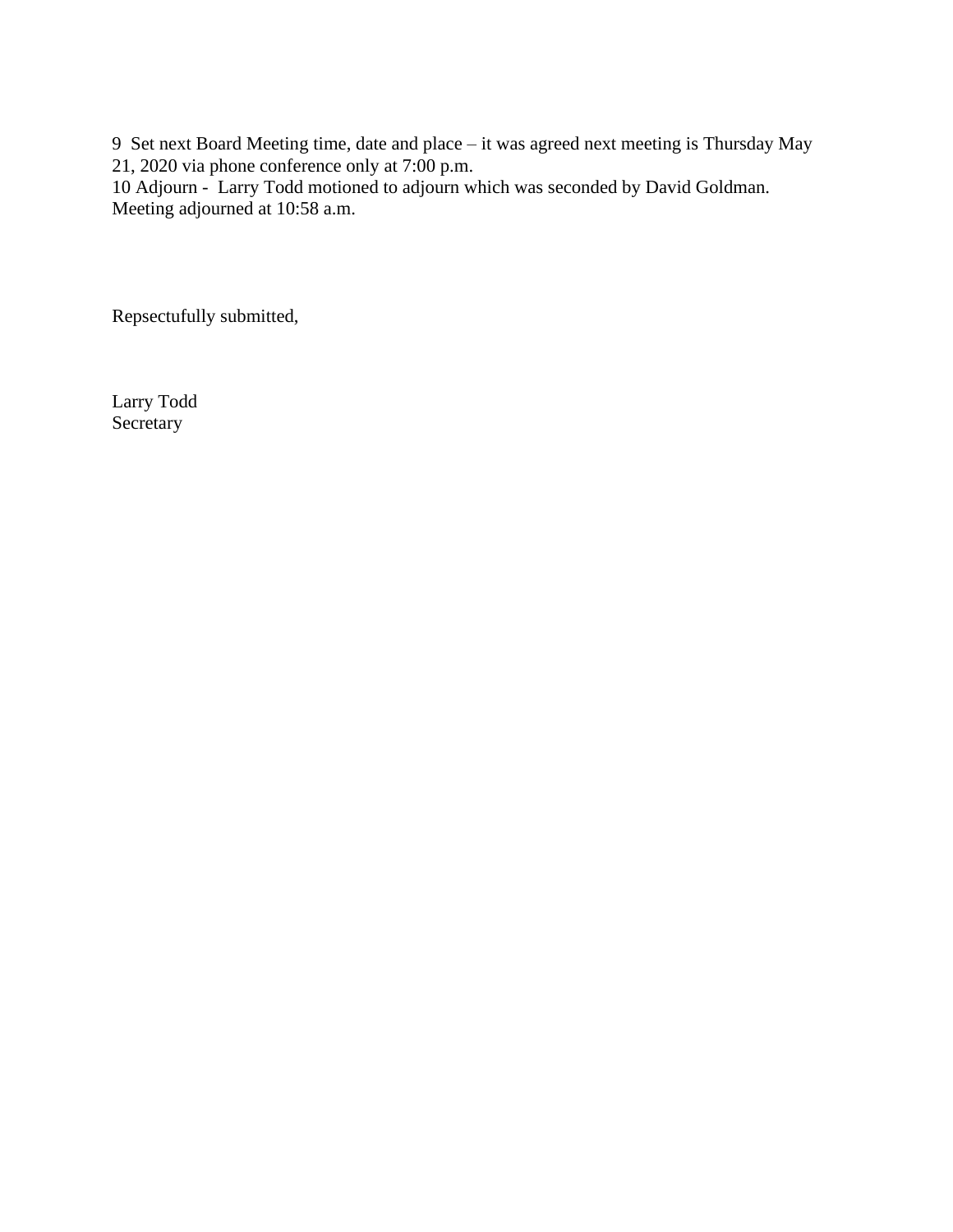9 Set next Board Meeting time, date and place – it was agreed next meeting is Thursday May 21, 2020 via phone conference only at 7:00 p.m.

10 Adjourn - Larry Todd motioned to adjourn which was seconded by David Goldman. Meeting adjourned at 10:58 a.m.

Repsectufully submitted,

Larry Todd
Secretary